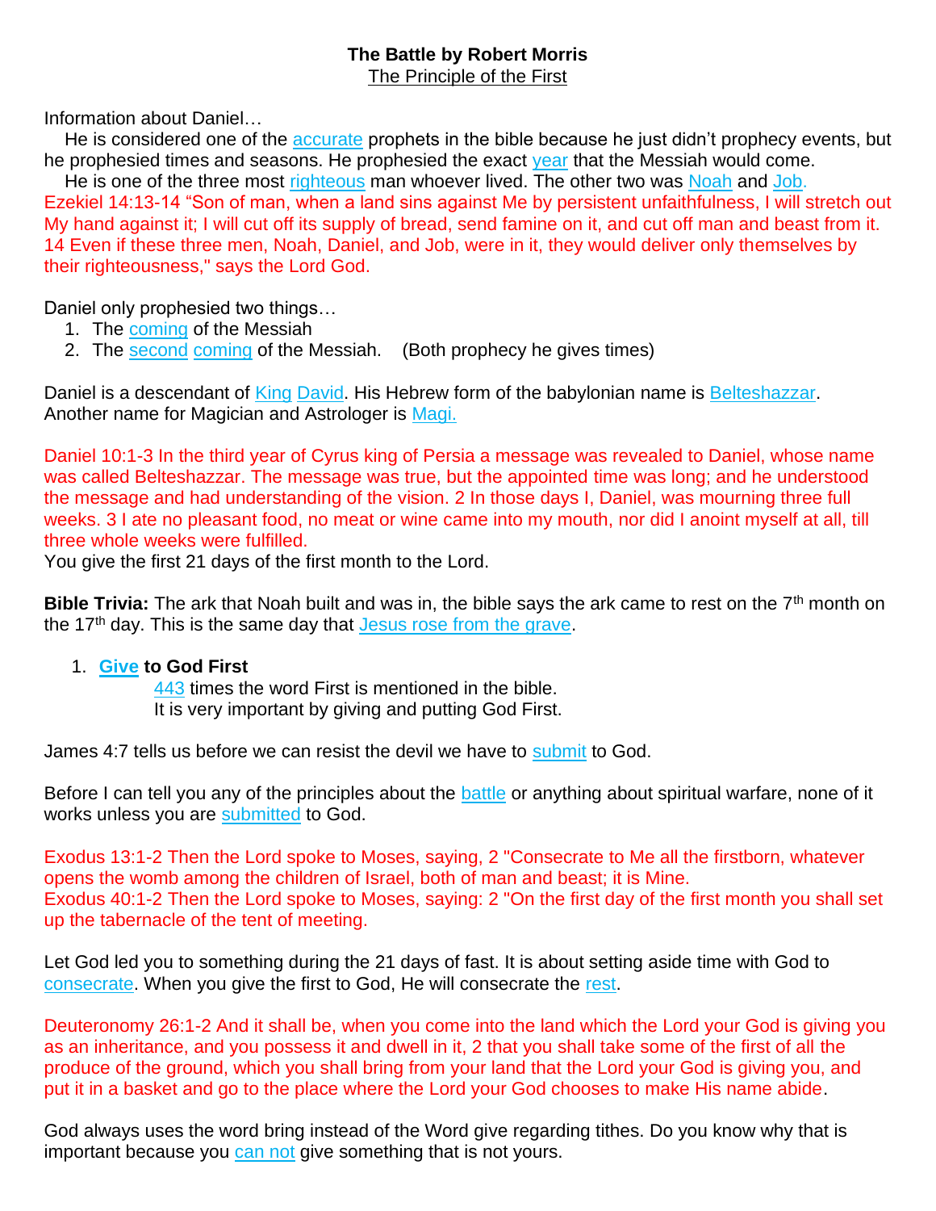**The Battle by Robert Morris**

The Principle of the First

Information about Daniel…

He is considered one of the accurate prophets in the bible because he just didn't prophecy events, but he prophesied times and seasons. He prophesied the exact year that the Messiah would come.

He is one of the three most righteous man whoever lived. The other two was Noah and Job.

Ezekiel 14:13-14 "Son of man, when a land sins against Me by persistent unfaithfulness, I will stretch out My hand against it; I will cut off its supply of bread, send famine on it, and cut off man and beast from it. 14 Even if these three men, Noah, Daniel, and Job, were in it, they would deliver only themselves by their righteousness," says the Lord God.

Daniel only prophesied two things…

1. The coming of the Messiah
2. The second coming of the Messiah. (Both prophecy he gives times)

Daniel is a descendant of King David. His Hebrew form of the babylonian name is Belteshazzar. Another name for Magician and Astrologer is Magi.

Daniel 10:1-3 In the third year of Cyrus king of Persia a message was revealed to Daniel, whose name was called Belteshazzar. The message was true, but the appointed time was long; and he understood the message and had understanding of the vision. 2 In those days I, Daniel, was mourning three full weeks. 3 I ate no pleasant food, no meat or wine came into my mouth, nor did I anoint myself at all, till three whole weeks were fulfilled.

You give the first 21 days of the first month to the Lord.

**Bible Trivia:** The ark that Noah built and was in, the bible says the ark came to rest on the 7th month on the 17th day. This is the same day that Jesus rose from the grave.

1. **Give to God First**

   443 times the word First is mentioned in the bible.
   It is very important by giving and putting God First.

James 4:7 tells us before we can resist the devil we have to submit to God.

Before I can tell you any of the principles about the battle or anything about spiritual warfare, none of it works unless you are submitted to God.

Exodus 13:1-2 Then the Lord spoke to Moses, saying, 2 "Consecrate to Me all the firstborn, whatever opens the womb among the children of Israel, both of man and beast; it is Mine.

Exodus 40:1-2 Then the Lord spoke to Moses, saying: 2 "On the first day of the first month you shall set up the tabernacle of the tent of meeting.

Let God led you to something during the 21 days of fast. It is about setting aside time with God to consecrate. When you give the first to God, He will consecrate the rest.

Deuteronomy 26:1-2 And it shall be, when you come into the land which the Lord your God is giving you as an inheritance, and you possess it and dwell in it, 2 that you shall take some of the first of all the produce of the ground, which you shall bring from your land that the Lord your God is giving you, and put it in a basket and go to the place where the Lord your God chooses to make His name abide.

God always uses the word bring instead of the Word give regarding tithes. Do you know why that is important because you can not give something that is not yours.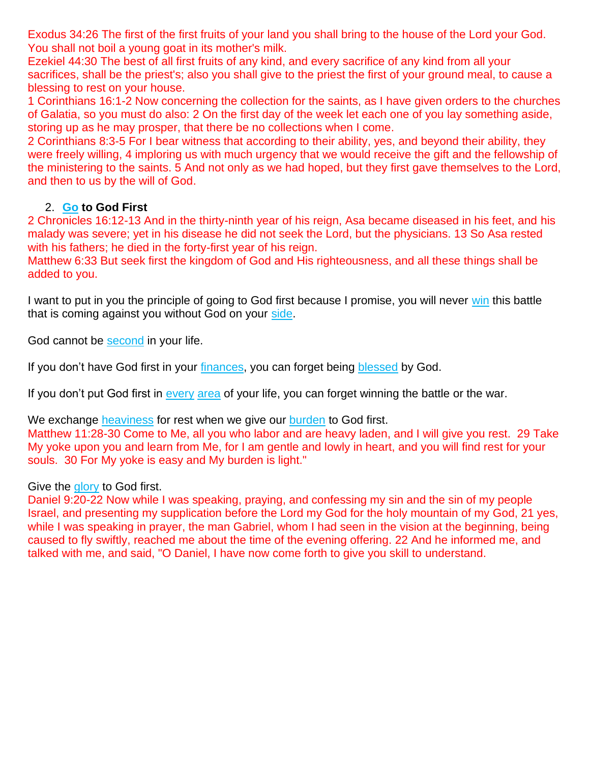Exodus 34:26 The first of the first fruits of your land you shall bring to the house of the Lord your God. You shall not boil a young goat in its mother's milk.
Ezekiel 44:30 The best of all first fruits of any kind, and every sacrifice of any kind from all your sacrifices, shall be the priest's; also you shall give to the priest the first of your ground meal, to cause a blessing to rest on your house.
1 Corinthians 16:1-2 Now concerning the collection for the saints, as I have given orders to the churches of Galatia, so you must do also: 2 On the first day of the week let each one of you lay something aside, storing up as he may prosper, that there be no collections when I come.
2 Corinthians 8:3-5 For I bear witness that according to their ability, yes, and beyond their ability, they were freely willing, 4 imploring us with much urgency that we would receive the gift and the fellowship of the ministering to the saints. 5 And not only as we had hoped, but they first gave themselves to the Lord, and then to us by the will of God.

2. **Go to God First**

2 Chronicles 16:12-13 And in the thirty-ninth year of his reign, Asa became diseased in his feet, and his malady was severe; yet in his disease he did not seek the Lord, but the physicians. 13 So Asa rested with his fathers; he died in the forty-first year of his reign.
Matthew 6:33 But seek first the kingdom of God and His righteousness, and all these things shall be added to you.

I want to put in you the principle of going to God first because I promise, you will never win this battle that is coming against you without God on your side.

God cannot be second in your life.

If you don't have God first in your finances, you can forget being blessed by God.

If you don't put God first in every area of your life, you can forget winning the battle or the war.

We exchange heaviness for rest when we give our burden to God first.
Matthew 11:28-30 Come to Me, all you who labor and are heavy laden, and I will give you rest. 29 Take My yoke upon you and learn from Me, for I am gentle and lowly in heart, and you will find rest for your souls. 30 For My yoke is easy and My burden is light."

Give the glory to God first.
Daniel 9:20-22 Now while I was speaking, praying, and confessing my sin and the sin of my people Israel, and presenting my supplication before the Lord my God for the holy mountain of my God, 21 yes, while I was speaking in prayer, the man Gabriel, whom I had seen in the vision at the beginning, being caused to fly swiftly, reached me about the time of the evening offering. 22 And he informed me, and talked with me, and said, "O Daniel, I have now come forth to give you skill to understand.